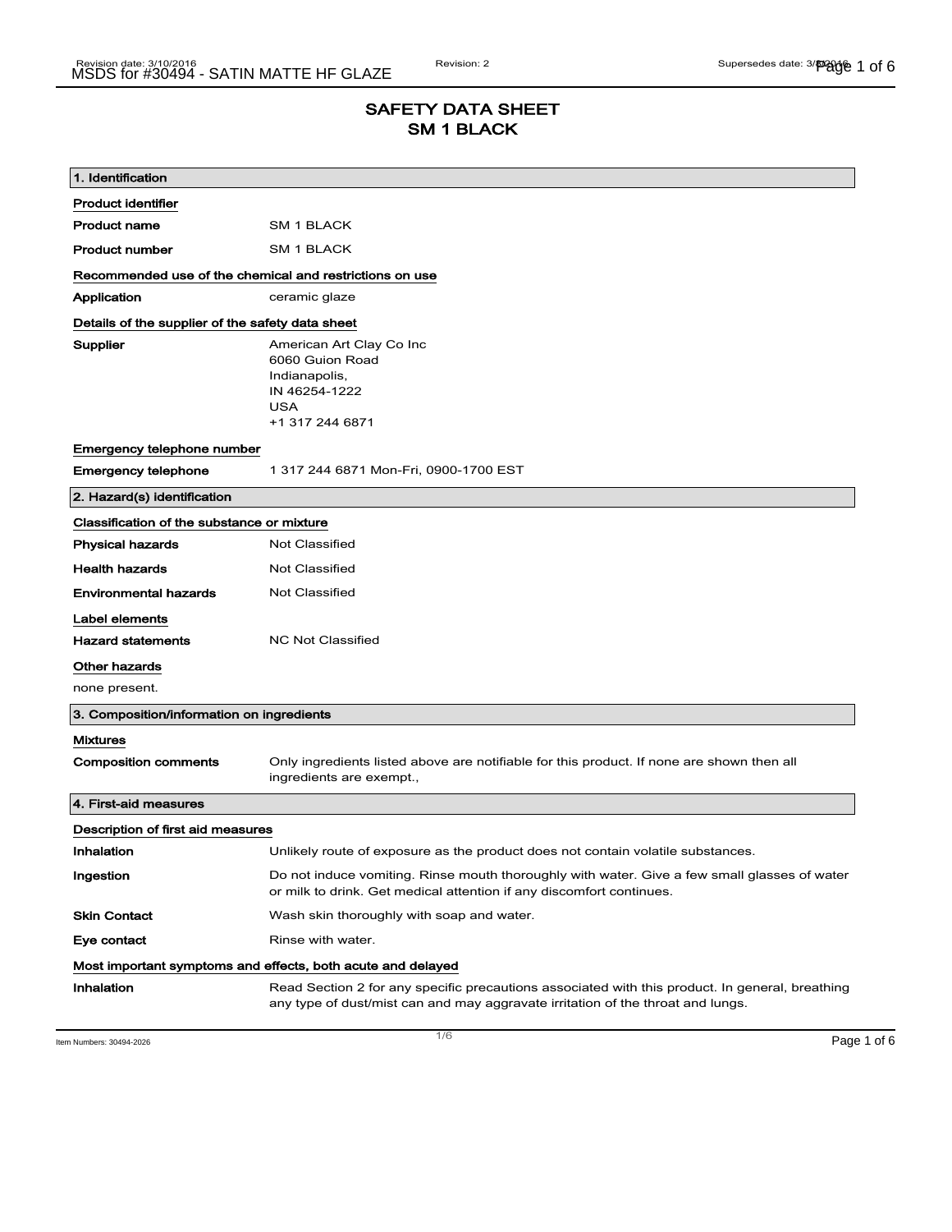# SAFETY DATA SHEET
# SM 1 BLACK

## 1. Identification

**Product identifier**

| | |
|---|---|
| **Product name** | SM 1 BLACK |
| **Product number** | SM 1 BLACK |

**Recommended use of the chemical and restrictions on use**

| | |
|---|---|
| **Application** | ceramic glaze |

**Details of the supplier of the safety data sheet**

**Supplier**
American Art Clay Co Inc
6060 Guion Road
Indianapolis,
IN 46254-1222
USA
+1 317 244 6871

**Emergency telephone number**

| | |
|---|---|
| **Emergency telephone** | 1 317 244 6871 Mon-Fri, 0900-1700 EST |

## 2. Hazard(s) identification

**Classification of the substance or mixture**

| | |
|---|---|
| **Physical hazards** | Not Classified |
| **Health hazards** | Not Classified |
| **Environmental hazards** | Not Classified |

**Label elements**

| | |
|---|---|
| **Hazard statements** | NC Not Classified |

**Other hazards**

none present.

## 3. Composition/information on ingredients

**Mixtures**

| | |
|---|---|
| **Composition comments** | Only ingredients listed above are notifiable for this product. If none are shown then all ingredients are exempt., |

## 4. First-aid measures

**Description of first aid measures**

| | |
|---|---|
| **Inhalation** | Unlikely route of exposure as the product does not contain volatile substances. |
| **Ingestion** | Do not induce vomiting. Rinse mouth thoroughly with water. Give a few small glasses of water or milk to drink. Get medical attention if any discomfort continues. |
| **Skin Contact** | Wash skin thoroughly with soap and water. |
| **Eye contact** | Rinse with water. |

**Most important symptoms and effects, both acute and delayed**

| | |
|---|---|
| **Inhalation** | Read Section 2 for any specific precautions associated with this product. In general, breathing any type of dust/mist can and may aggravate irritation of the throat and lungs. |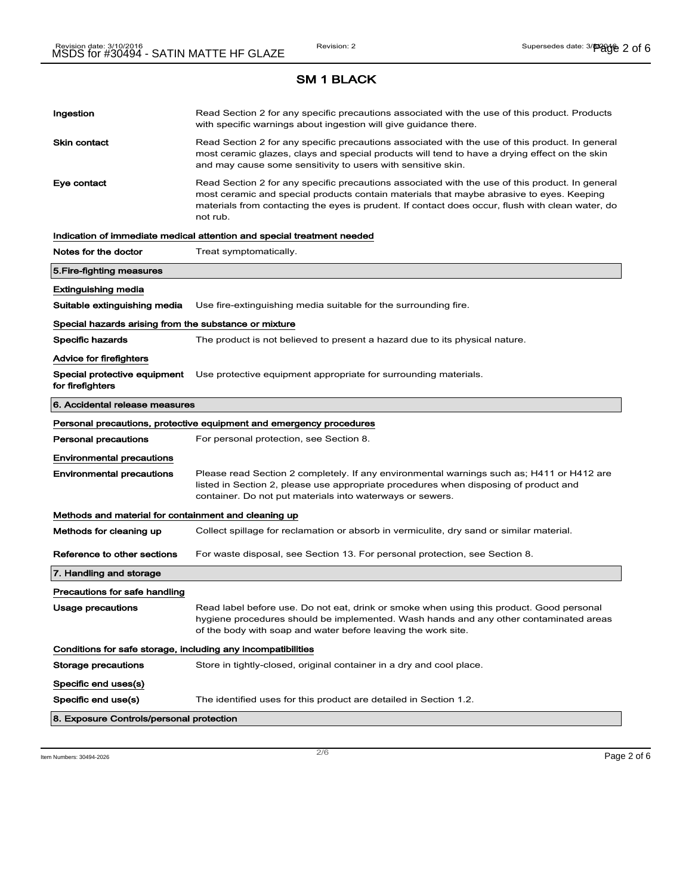## SM 1 BLACK

| | |
|---|---|
| **Ingestion** | Read Section 2 for any specific precautions associated with the use of this product. Products with specific warnings about ingestion will give guidance there. |
| **Skin contact** | Read Section 2 for any specific precautions associated with the use of this product. In general most ceramic glazes, clays and special products will tend to have a drying effect on the skin and may cause some sensitivity to users with sensitive skin. |
| **Eye contact** | Read Section 2 for any specific precautions associated with the use of this product. In general most ceramic and special products contain materials that maybe abrasive to eyes. Keeping materials from contacting the eyes is prudent. If contact does occur, flush with clean water, do not rub. |

**Indication of immediate medical attention and special treatment needed**

| | |
|---|---|
| **Notes for the doctor** | Treat symptomatically. |

### 5.Fire-fighting measures

**Extinguishing media**

| | |
|---|---|
| **Suitable extinguishing media** | Use fire-extinguishing media suitable for the surrounding fire. |

**Special hazards arising from the substance or mixture**

| | |
|---|---|
| **Specific hazards** | The product is not believed to present a hazard due to its physical nature. |

**Advice for firefighters**

| | |
|---|---|
| **Special protective equipment for firefighters** | Use protective equipment appropriate for surrounding materials. |

### 6. Accidental release measures

**Personal precautions, protective equipment and emergency procedures**

| | |
|---|---|
| **Personal precautions** | For personal protection, see Section 8. |

**Environmental precautions**

| | |
|---|---|
| **Environmental precautions** | Please read Section 2 completely. If any environmental warnings such as; H411 or H412 are listed in Section 2, please use appropriate procedures when disposing of product and container. Do not put materials into waterways or sewers. |

**Methods and material for containment and cleaning up**

| | |
|---|---|
| **Methods for cleaning up** | Collect spillage for reclamation or absorb in vermiculite, dry sand or similar material. |
| **Reference to other sections** | For waste disposal, see Section 13. For personal protection, see Section 8. |

### 7. Handling and storage

**Precautions for safe handling**

| | |
|---|---|
| **Usage precautions** | Read label before use. Do not eat, drink or smoke when using this product. Good personal hygiene procedures should be implemented. Wash hands and any other contaminated areas of the body with soap and water before leaving the work site. |

**Conditions for safe storage, including any incompatibilities**

| | |
|---|---|
| **Storage precautions** | Store in tightly-closed, original container in a dry and cool place. |

**Specific end uses(s)**

| | |
|---|---|
| **Specific end use(s)** | The identified uses for this product are detailed in Section 1.2. |

### 8. Exposure Controls/personal protection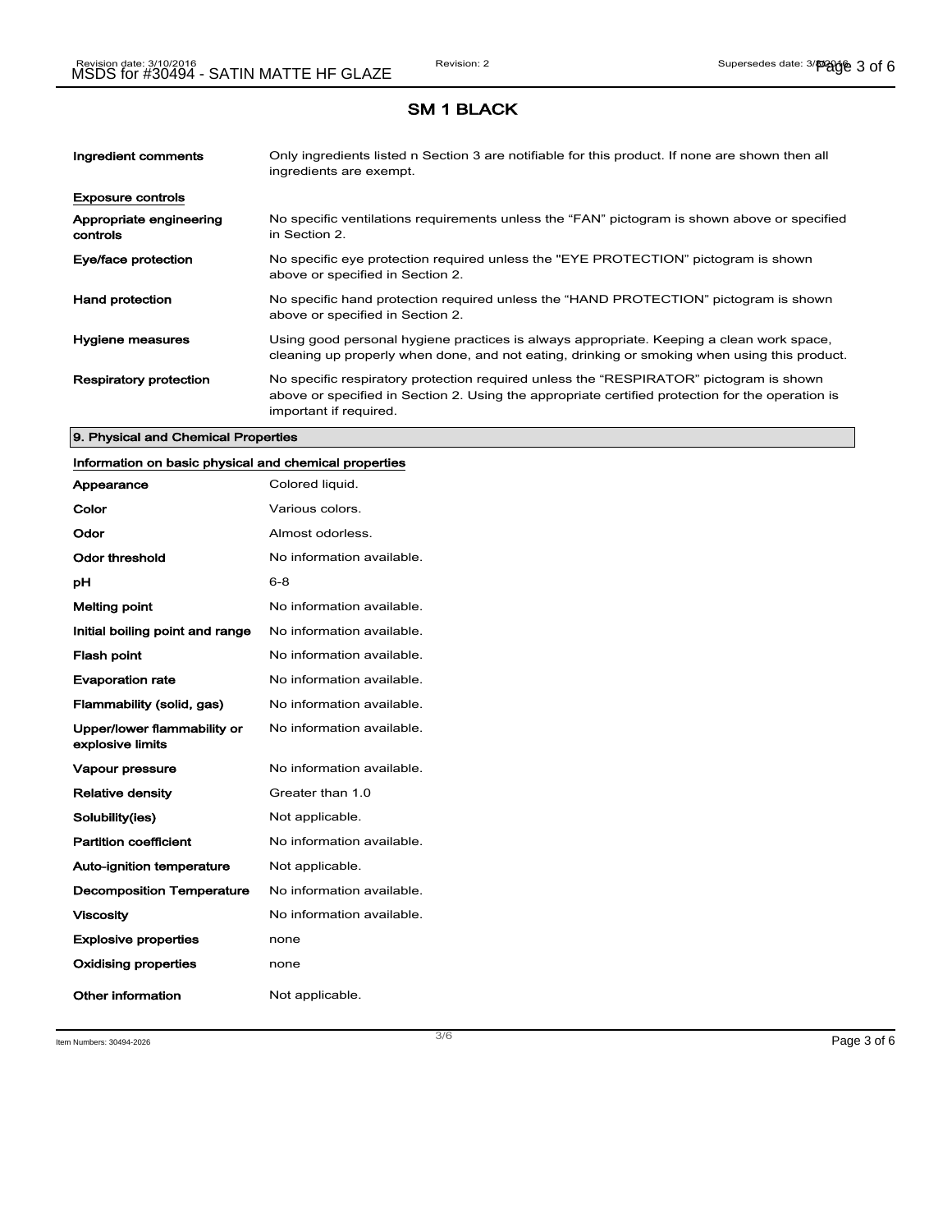## SM 1 BLACK

| | |
|---|---|
| **Ingredient comments** | Only ingredients listed n Section 3 are notifiable for this product. If none are shown then all ingredients are exempt. |

**Exposure controls**

| | |
|---|---|
| **Appropriate engineering controls** | No specific ventilations requirements unless the “FAN” pictogram is shown above or specified in Section 2. |
| **Eye/face protection** | No specific eye protection required unless the "EYE PROTECTION" pictogram is shown above or specified in Section 2. |
| **Hand protection** | No specific hand protection required unless the “HAND PROTECTION” pictogram is shown above or specified in Section 2. |
| **Hygiene measures** | Using good personal hygiene practices is always appropriate. Keeping a clean work space, cleaning up properly when done, and not eating, drinking or smoking when using this product. |
| **Respiratory protection** | No specific respiratory protection required unless the “RESPIRATOR” pictogram is shown above or specified in Section 2. Using the appropriate certified protection for the operation is important if required. |

### 9. Physical and Chemical Properties

**Information on basic physical and chemical properties**

| | |
|---|---|
| **Appearance** | Colored liquid. |
| **Color** | Various colors. |
| **Odor** | Almost odorless. |
| **Odor threshold** | No information available. |
| **pH** | 6-8 |
| **Melting point** | No information available. |
| **Initial boiling point and range** | No information available. |
| **Flash point** | No information available. |
| **Evaporation rate** | No information available. |
| **Flammability (solid, gas)** | No information available. |
| **Upper/lower flammability or explosive limits** | No information available. |
| **Vapour pressure** | No information available. |
| **Relative density** | Greater than 1.0 |
| **Solubility(ies)** | Not applicable. |
| **Partition coefficient** | No information available. |
| **Auto-ignition temperature** | Not applicable. |
| **Decomposition Temperature** | No information available. |
| **Viscosity** | No information available. |
| **Explosive properties** | none |
| **Oxidising properties** | none |
| **Other information** | Not applicable. |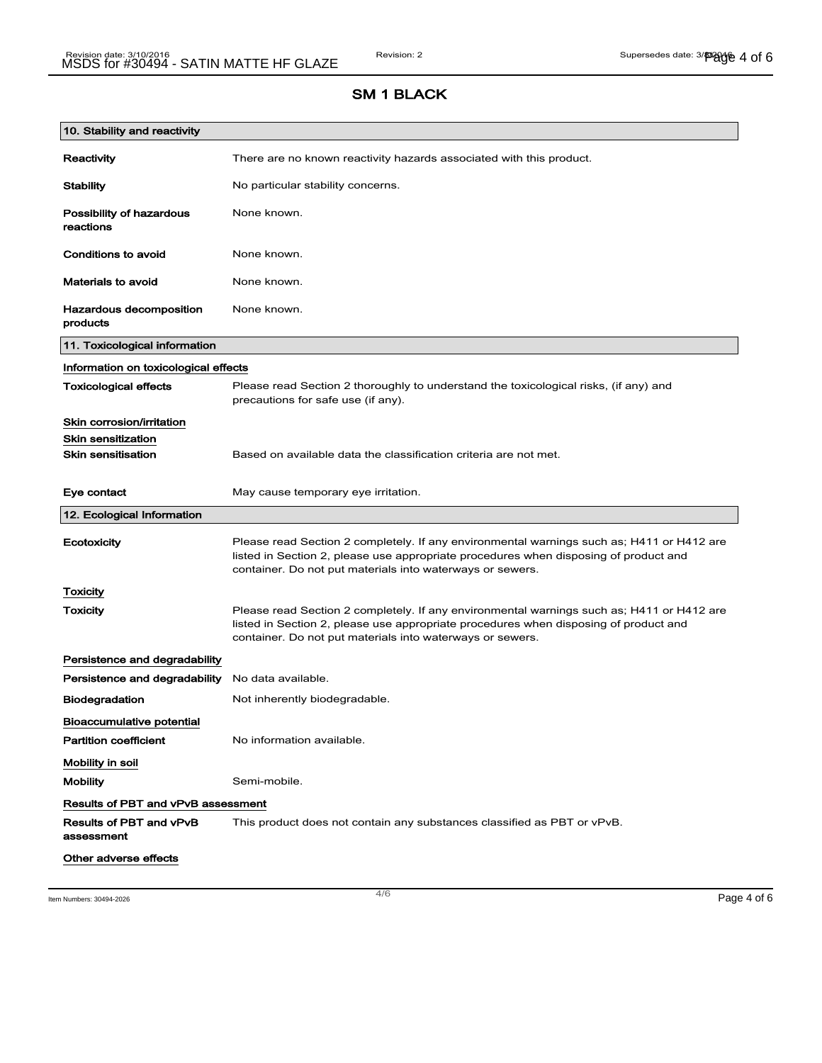## SM 1 BLACK

### 10. Stability and reactivity

**Reactivity** There are no known reactivity hazards associated with this product.

**Stability** No particular stability concerns.

**Possibility of hazardous reactions** None known.

**Conditions to avoid** None known.

**Materials to avoid** None known.

**Hazardous decomposition products** None known.

### 11. Toxicological information

**Information on toxicological effects**

**Toxicological effects** Please read Section 2 thoroughly to understand the toxicological risks, (if any) and precautions for safe use (if any).

**Skin corrosion/irritation**

**Skin sensitization**

**Skin sensitisation** Based on available data the classification criteria are not met.

**Eye contact** May cause temporary eye irritation.

### 12. Ecological Information

**Ecotoxicity** Please read Section 2 completely. If any environmental warnings such as; H411 or H412 are listed in Section 2, please use appropriate procedures when disposing of product and container. Do not put materials into waterways or sewers.

**Toxicity**

**Toxicity** Please read Section 2 completely. If any environmental warnings such as; H411 or H412 are listed in Section 2, please use appropriate procedures when disposing of product and container. Do not put materials into waterways or sewers.

**Persistence and degradability**

**Persistence and degradability** No data available.

**Biodegradation** Not inherently biodegradable.

**Bioaccumulative potential**

**Partition coefficient** No information available.

**Mobility in soil**

**Mobility** Semi-mobile.

**Results of PBT and vPvB assessment**

**Results of PBT and vPvB assessment** This product does not contain any substances classified as PBT or vPvB.

**Other adverse effects**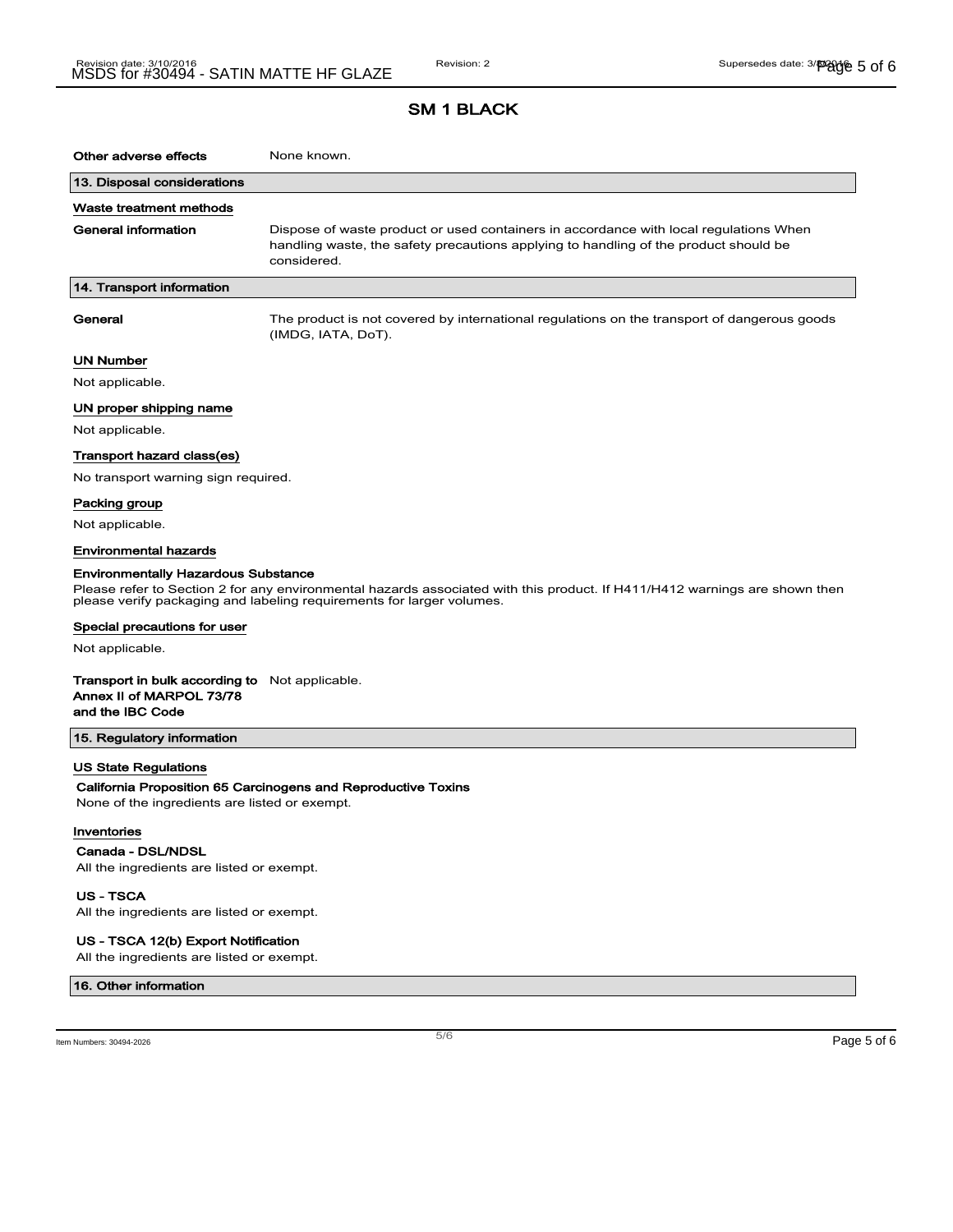## SM 1 BLACK

**Other adverse effects** None known.

### 13. Disposal considerations

**Waste treatment methods**

**General information** Dispose of waste product or used containers in accordance with local regulations When handling waste, the safety precautions applying to handling of the product should be considered.

### 14. Transport information

**General** The product is not covered by international regulations on the transport of dangerous goods (IMDG, IATA, DoT).

**UN Number**

Not applicable.

**UN proper shipping name**

Not applicable.

**Transport hazard class(es)**

No transport warning sign required.

**Packing group**

Not applicable.

**Environmental hazards**

**Environmentally Hazardous Substance**

Please refer to Section 2 for any environmental hazards associated with this product. If H411/H412 warnings are shown then please verify packaging and labeling requirements for larger volumes.

**Special precautions for user**

Not applicable.

**Transport in bulk according to Annex II of MARPOL 73/78 and the IBC Code** Not applicable.

### 15. Regulatory information

**US State Regulations**

**California Proposition 65 Carcinogens and Reproductive Toxins**

None of the ingredients are listed or exempt.

**Inventories**

**Canada - DSL/NDSL**

All the ingredients are listed or exempt.

**US - TSCA**

All the ingredients are listed or exempt.

**US - TSCA 12(b) Export Notification**

All the ingredients are listed or exempt.

### 16. Other information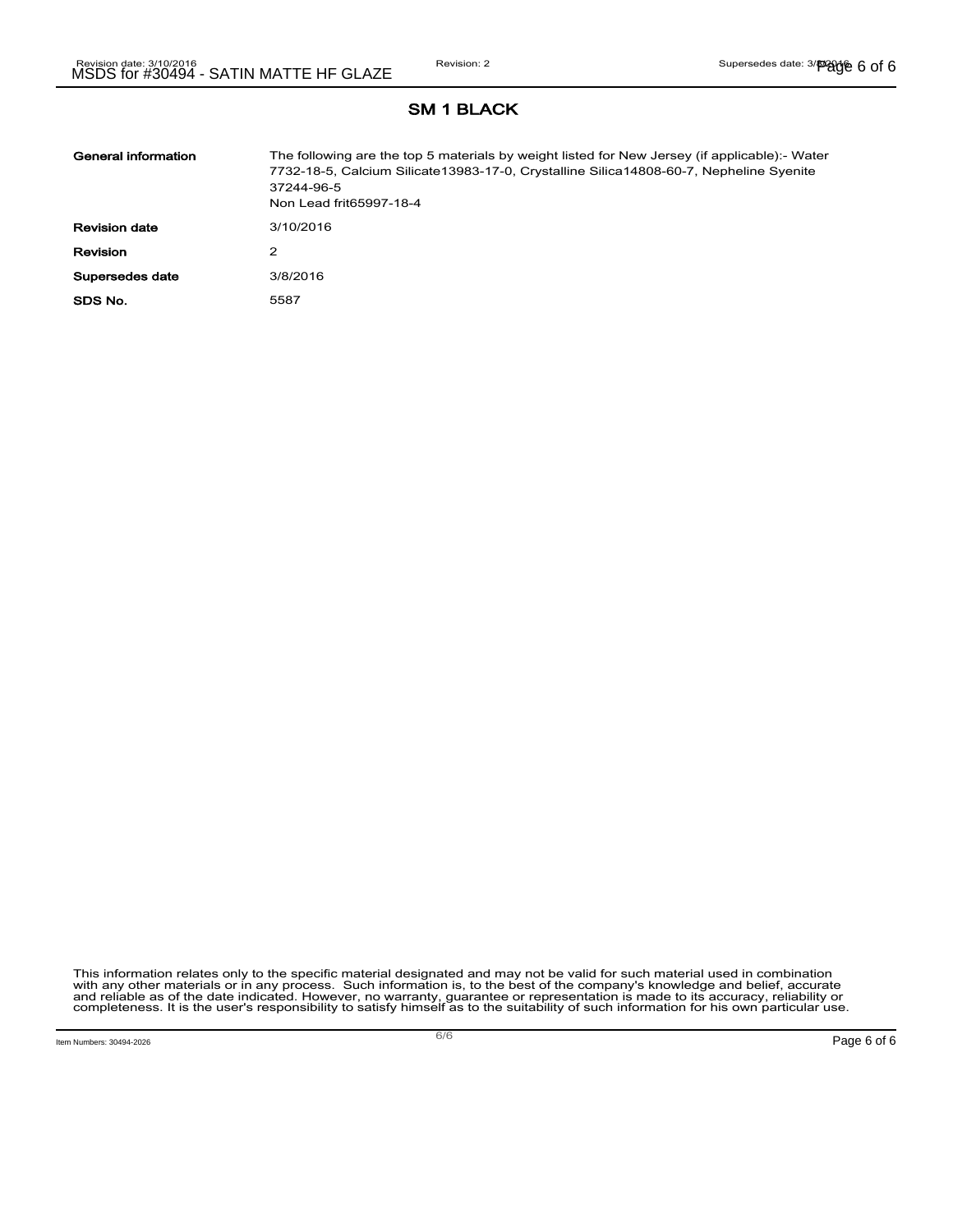## SM 1 BLACK

| | |
|---|---|
| **General information** | The following are the top 5 materials by weight listed for New Jersey (if applicable):- Water 7732-18-5, Calcium Silicate13983-17-0, Crystalline Silica14808-60-7, Nepheline Syenite 37244-96-5<br>Non Lead frit65997-18-4 |
| **Revision date** | 3/10/2016 |
| **Revision** | 2 |
| **Supersedes date** | 3/8/2016 |
| **SDS No.** | 5587 |

This information relates only to the specific material designated and may not be valid for such material used in combination with any other materials or in any process. Such information is, to the best of the company's knowledge and belief, accurate and reliable as of the date indicated. However, no warranty, guarantee or representation is made to its accuracy, reliability or completeness. It is the user's responsibility to satisfy himself as to the suitability of such information for his own particular use.